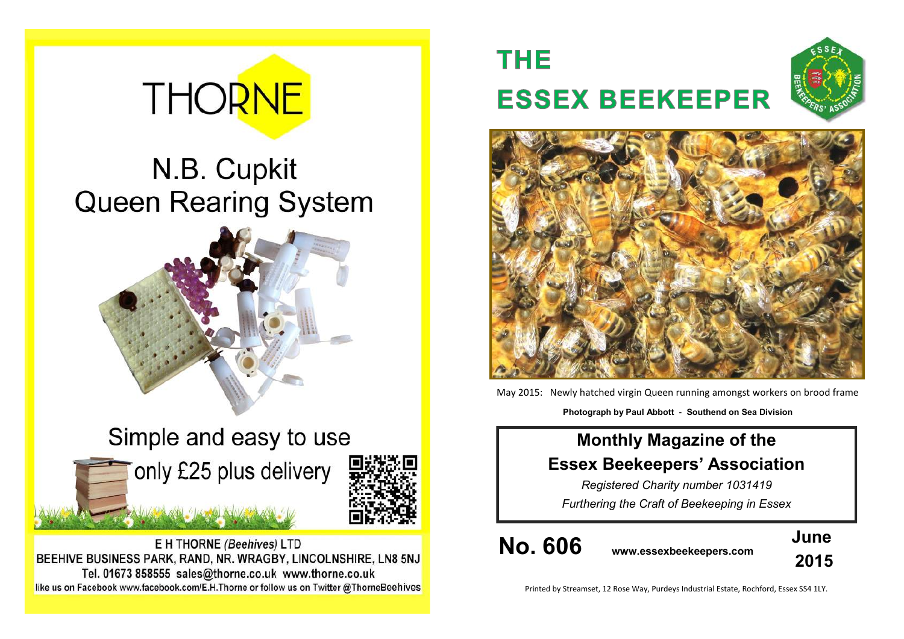THORNE

N.B. Cupkit
Queen Rearing System

Simple and easy to use

only £25 plus delivery

E H THORNE *(Beehives)* LTD
BEEHIVE BUSINESS PARK, RAND, NR. WRAGBY, LINCOLNSHIRE, LN8 5NJ
Tel. 01673 858555 sales@thorne.co.uk www.thorne.co.uk
like us on Facebook www.facebook.com/E.H.Thorne or follow us on Twitter @ThorneBeehives

# THE ESSEX BEEKEEPER

May 2015: Newly hatched virgin Queen running amongst workers on brood frame

**Photograph by Paul Abbott - Southend on Sea Division**

## Monthly Magazine of the Essex Beekeepers' Association

*Registered Charity number 1031419*

*Furthering the Craft of Beekeeping in Essex*

**No. 606** **www.essexbeekeepers.com** **June 2015**

Printed by Streamset, 12 Rose Way, Purdeys Industrial Estate, Rochford, Essex SS4 1LY.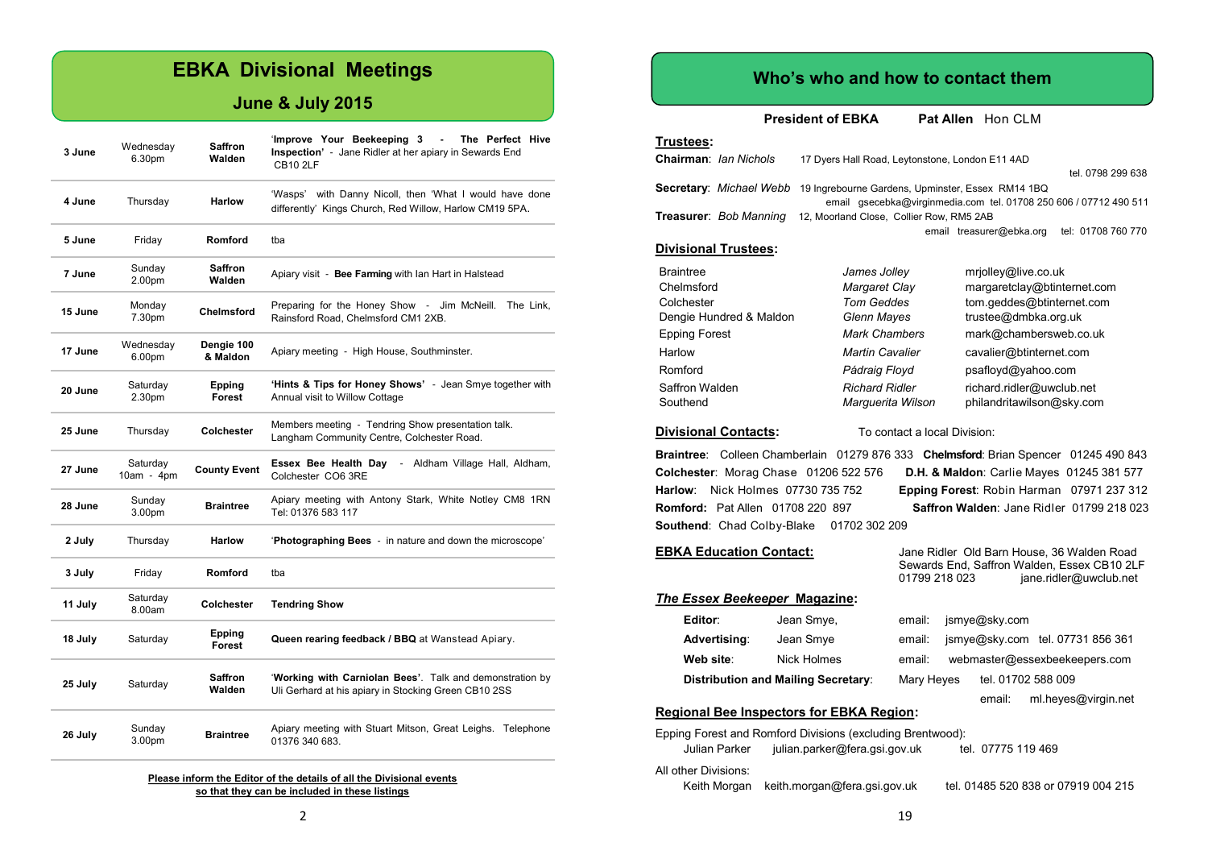# EBKA Divisional Meetings

## June & July 2015

| | | | |
|---|---|---|---|
| **3 June** | Wednesday 6.30pm | **Saffron Walden** | '**Improve Your Beekeeping 3 - The Perfect Hive Inspection**' - Jane Ridler at her apiary in Sewards End CB10 2LF |
| **4 June** | Thursday | **Harlow** | 'Wasps' with Danny Nicoll, then 'What I would have done differently' Kings Church, Red Willow, Harlow CM19 5PA. |
| **5 June** | Friday | **Romford** | tba |
| **7 June** | Sunday 2.00pm | **Saffron Walden** | Apiary visit - **Bee Farming** with Ian Hart in Halstead |
| **15 June** | Monday 7.30pm | **Chelmsford** | Preparing for the Honey Show - Jim McNeill. The Link, Rainsford Road, Chelmsford CM1 2XB. |
| **17 June** | Wednesday 6.00pm | **Dengie 100 & Maldon** | Apiary meeting - High House, Southminster. |
| **20 June** | Saturday 2.30pm | **Epping Forest** | **'Hints & Tips for Honey Shows'** - Jean Smye together with Annual visit to Willow Cottage |
| **25 June** | Thursday | **Colchester** | Members meeting - Tendring Show presentation talk. Langham Community Centre, Colchester Road. |
| **27 June** | Saturday 10am - 4pm | **County Event** | **Essex Bee Health Day** - Aldham Village Hall, Aldham, Colchester CO6 3RE |
| **28 June** | Sunday 3.00pm | **Braintree** | Apiary meeting with Antony Stark, White Notley CM8 1RN Tel: 01376 583 117 |
| **2 July** | Thursday | **Harlow** | '**Photographing Bees** - in nature and down the microscope' |
| **3 July** | Friday | **Romford** | tba |
| **11 July** | Saturday 8.00am | **Colchester** | **Tendring Show** |
| **18 July** | Saturday | **Epping Forest** | **Queen rearing feedback / BBQ** at Wanstead Apiary. |
| **25 July** | Saturday | **Saffron Walden** | '**Working with Carniolan Bees**'. Talk and demonstration by Uli Gerhard at his apiary in Stocking Green CB10 2SS |
| **26 July** | Sunday 3.00pm | **Braintree** | Apiary meeting with Stuart Mitson, Great Leighs. Telephone 01376 340 683. |

**Please inform the Editor of the details of all the Divisional events so that they can be included in these listings**

# Who's who and how to contact them

**President of EBKA** **Pat Allen** Hon CLM

**Trustees:**

**Chairman**: *Ian Nichols* 17 Dyers Hall Road, Leytonstone, London E11 4AD tel. 0798 299 638

**Secretary**: *Michael Webb* 19 Ingrebourne Gardens, Upminster, Essex RM14 1BQ email gsecebka@virginmedia.com tel. 01708 250 606 / 07712 490 511

**Treasurer**: *Bob Manning* 12, Moorland Close, Collier Row, RM5 2AB email treasurer@ebka.org tel: 01708 760 770

**Divisional Trustees:**

| | | |
|---|---|---|
| Braintree | *James Jolley* | mrjolley@live.co.uk |
| Chelmsford | *Margaret Clay* | margaretclay@btinternet.com |
| Colchester | *Tom Geddes* | tom.geddes@btinternet.com |
| Dengie Hundred & Maldon | *Glenn Mayes* | trustee@dmbka.org.uk |
| Epping Forest | *Mark Chambers* | mark@chambersweb.co.uk |
| Harlow | *Martin Cavalier* | cavalier@btinternet.com |
| Romford | *Pádraig Floyd* | psafloyd@yahoo.com |
| Saffron Walden | *Richard Ridler* | richard.ridler@uwclub.net |
| Southend | *Marguerita Wilson* | philandritawilson@sky.com |

**Divisional Contacts:** To contact a local Division:

**Braintree**: Colleen Chamberlain 01279 876 333
**Chelmsford**: Brian Spencer 01245 490 843
**Colchester**: Morag Chase 01206 522 576
**D.H. & Maldon**: Carlie Mayes 01245 381 577
**Harlow**: Nick Holmes 07730 735 752
**Epping Forest**: Robin Harman 07971 237 312
**Romford:** Pat Allen 01708 220 897
**Saffron Walden**: Jane Ridler 01799 218 023
**Southend**: Chad Colby-Blake 01702 302 209

**EBKA Education Contact:** Jane Ridler Old Barn House, 36 Walden Road Sewards End, Saffron Walden, Essex CB10 2LF 01799 218 023 jane.ridler@uwclub.net

***The Essex Beekeeper* Magazine:**

| | | |
|---|---|---|
| **Editor**: | Jean Smye, | email: jsmye@sky.com |
| **Advertising**: | Jean Smye | email: jsmye@sky.com tel. 07731 856 361 |
| **Web site**: | Nick Holmes | email: webmaster@essexbeekeepers.com |
| **Distribution and Mailing Secretary**: | Mary Heyes | tel. 01702 588 009 email: ml.heyes@virgin.net |

**Regional Bee Inspectors for EBKA Region:**

Epping Forest and Romford Divisions (excluding Brentwood):
Julian Parker julian.parker@fera.gsi.gov.uk tel. 07775 119 469

All other Divisions:
Keith Morgan keith.morgan@fera.gsi.gov.uk tel. 01485 520 838 or 07919 004 215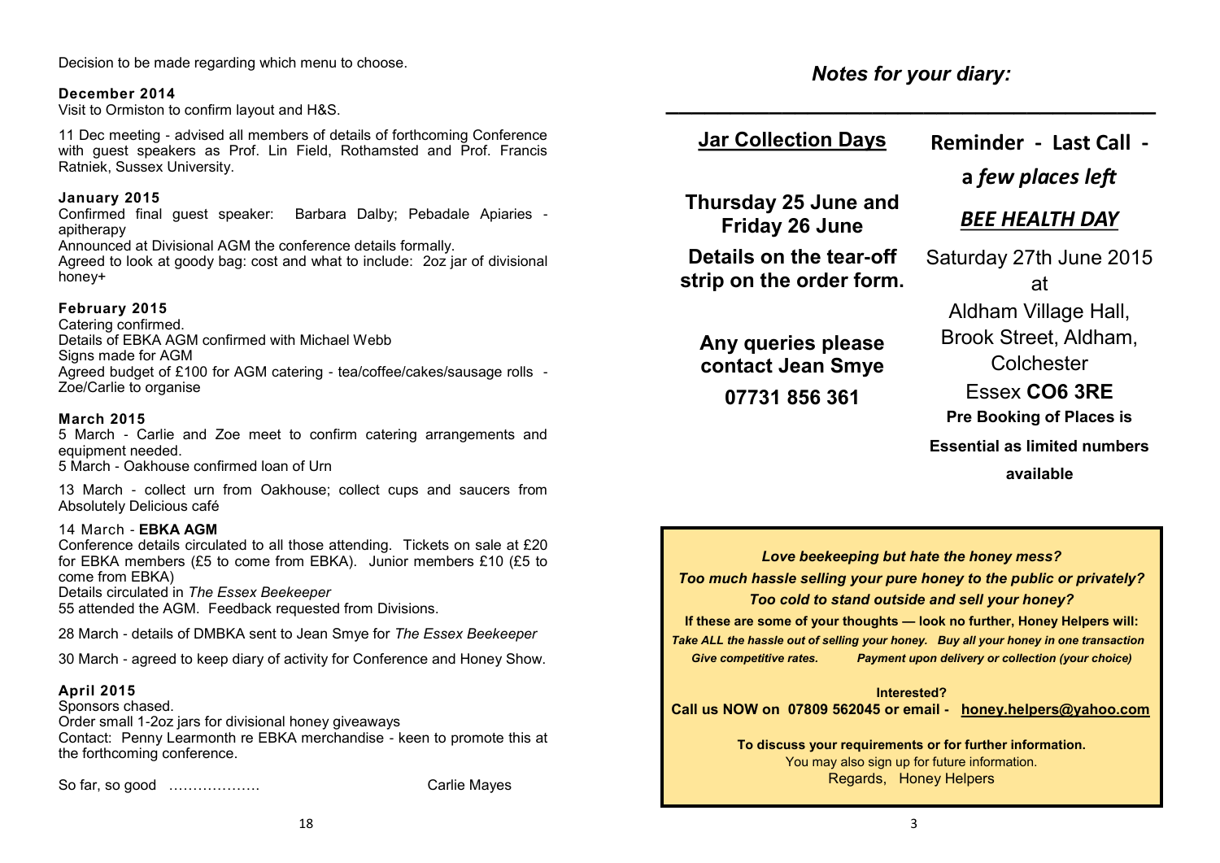Decision to be made regarding which menu to choose.

**December 2014**

Visit to Ormiston to confirm layout and H&S.

11 Dec meeting - advised all members of details of forthcoming Conference with guest speakers as Prof. Lin Field, Rothamsted and Prof. Francis Ratniek, Sussex University.

**January 2015**

Confirmed final guest speaker: Barbara Dalby; Pebadale Apiaries - apitherapy

Announced at Divisional AGM the conference details formally.

Agreed to look at goody bag: cost and what to include: 2oz jar of divisional honey+

**February 2015**

Catering confirmed.

Details of EBKA AGM confirmed with Michael Webb

Signs made for AGM

Agreed budget of £100 for AGM catering - tea/coffee/cakes/sausage rolls - Zoe/Carlie to organise

**March 2015**

5 March - Carlie and Zoe meet to confirm catering arrangements and equipment needed.

5 March - Oakhouse confirmed loan of Urn

13 March - collect urn from Oakhouse; collect cups and saucers from Absolutely Delicious café

14 March - **EBKA AGM**

Conference details circulated to all those attending. Tickets on sale at £20 for EBKA members (£5 to come from EBKA). Junior members £10 (£5 to come from EBKA)

Details circulated in *The Essex Beekeeper*

55 attended the AGM. Feedback requested from Divisions.

28 March - details of DMBKA sent to Jean Smye for *The Essex Beekeeper*

30 March - agreed to keep diary of activity for Conference and Honey Show.

**April 2015**

Sponsors chased.

Order small 1-2oz jars for divisional honey giveaways

Contact: Penny Learmonth re EBKA merchandise - keen to promote this at the forthcoming conference.

So far, so good ………………  Carlie Mayes

## *Notes for your diary:*

### Jar Collection Days

**Thursday 25 June and Friday 26 June**

**Details on the tear-off strip on the order form.**

**Any queries please contact Jean Smye**

**07731 856 361**

### Reminder - Last Call - a *few places left*

### ***BEE HEALTH DAY***

Saturday 27th June 2015

at

Aldham Village Hall, Brook Street, Aldham, Colchester

Essex **CO6 3RE**

**Pre Booking of Places is Essential as limited numbers available**

***Love beekeeping but hate the honey mess?***

***Too much hassle selling your pure honey to the public or privately?***

***Too cold to stand outside and sell your honey?***

**If these are some of your thoughts — look no further, Honey Helpers will:**

***Take ALL the hassle out of selling your honey. Buy all your honey in one transaction***

***Give competitive rates. Payment upon delivery or collection (your choice)***

**Interested?**

**Call us NOW on 07809 562045 or email - honey.helpers@yahoo.com**

**To discuss your requirements or for further information.**

You may also sign up for future information.

Regards, Honey Helpers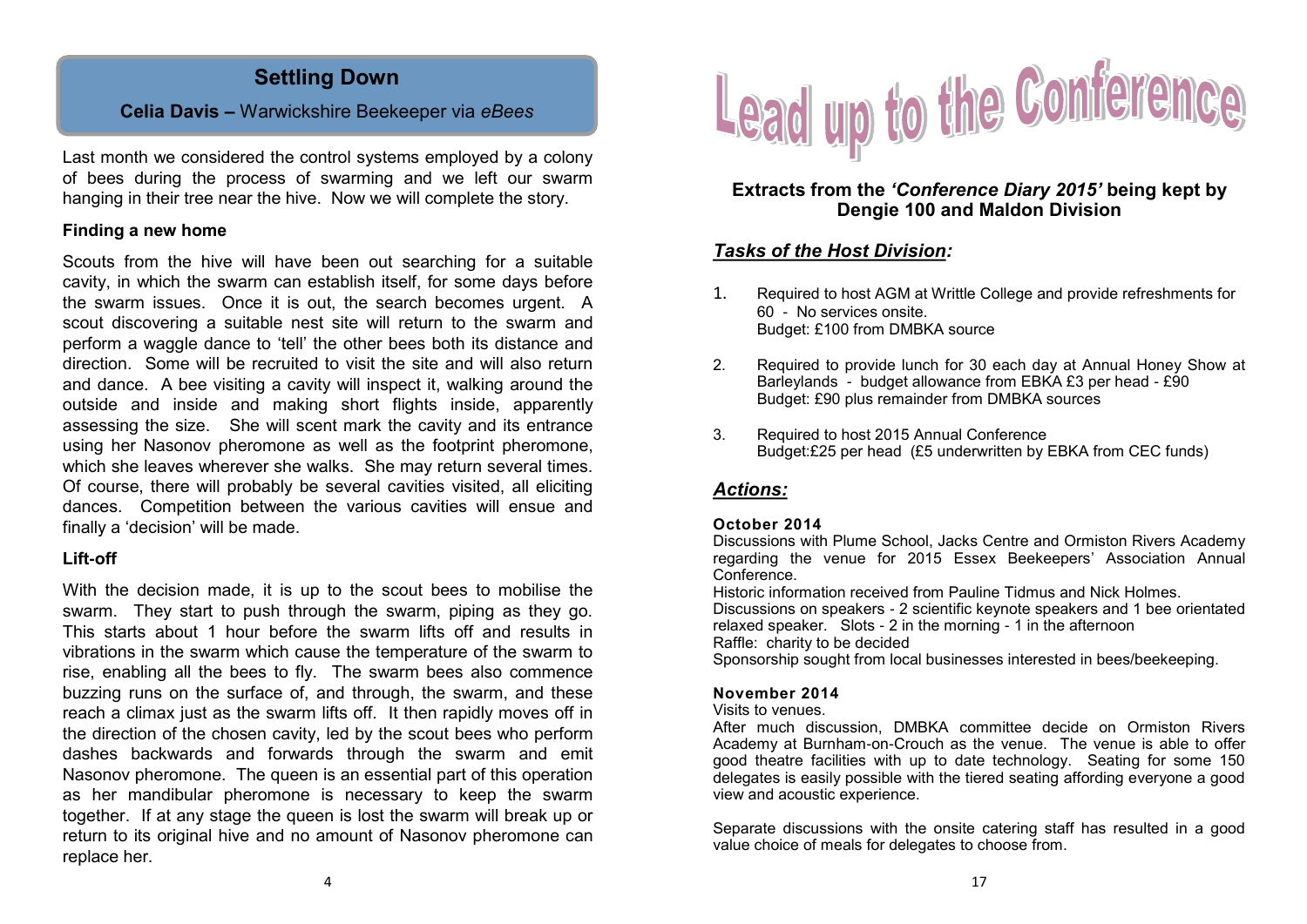## Settling Down

**Celia Davis –** Warwickshire Beekeeper via *eBees*

Last month we considered the control systems employed by a colony of bees during the process of swarming and we left our swarm hanging in their tree near the hive. Now we will complete the story.

### Finding a new home

Scouts from the hive will have been out searching for a suitable cavity, in which the swarm can establish itself, for some days before the swarm issues. Once it is out, the search becomes urgent. A scout discovering a suitable nest site will return to the swarm and perform a waggle dance to 'tell' the other bees both its distance and direction. Some will be recruited to visit the site and will also return and dance. A bee visiting a cavity will inspect it, walking around the outside and inside and making short flights inside, apparently assessing the size. She will scent mark the cavity and its entrance using her Nasonov pheromone as well as the footprint pheromone, which she leaves wherever she walks. She may return several times. Of course, there will probably be several cavities visited, all eliciting dances. Competition between the various cavities will ensue and finally a 'decision' will be made.

### Lift-off

With the decision made, it is up to the scout bees to mobilise the swarm. They start to push through the swarm, piping as they go. This starts about 1 hour before the swarm lifts off and results in vibrations in the swarm which cause the temperature of the swarm to rise, enabling all the bees to fly. The swarm bees also commence buzzing runs on the surface of, and through, the swarm, and these reach a climax just as the swarm lifts off. It then rapidly moves off in the direction of the chosen cavity, led by the scout bees who perform dashes backwards and forwards through the swarm and emit Nasonov pheromone. The queen is an essential part of this operation as her mandibular pheromone is necessary to keep the swarm together. If at any stage the queen is lost the swarm will break up or return to its original hive and no amount of Nasonov pheromone can replace her.

# Lead up to the Conference

**Extracts from the *'Conference Diary 2015'* being kept by Dengie 100 and Maldon Division**

## ***Tasks of the Host Division:***

1. Required to host AGM at Writtle College and provide refreshments for 60 - No services onsite.
   Budget: £100 from DMBKA source

2. Required to provide lunch for 30 each day at Annual Honey Show at Barleylands - budget allowance from EBKA £3 per head - £90
   Budget: £90 plus remainder from DMBKA sources

3. Required to host 2015 Annual Conference
   Budget:£25 per head (£5 underwritten by EBKA from CEC funds)

## ***Actions:***

**October 2014**

Discussions with Plume School, Jacks Centre and Ormiston Rivers Academy regarding the venue for 2015 Essex Beekeepers' Association Annual Conference.

Historic information received from Pauline Tidmus and Nick Holmes.

Discussions on speakers - 2 scientific keynote speakers and 1 bee orientated relaxed speaker. Slots - 2 in the morning - 1 in the afternoon

Raffle: charity to be decided

Sponsorship sought from local businesses interested in bees/beekeeping.

**November 2014**

Visits to venues.

After much discussion, DMBKA committee decide on Ormiston Rivers Academy at Burnham-on-Crouch as the venue. The venue is able to offer good theatre facilities with up to date technology. Seating for some 150 delegates is easily possible with the tiered seating affording everyone a good view and acoustic experience.

Separate discussions with the onsite catering staff has resulted in a good value choice of meals for delegates to choose from.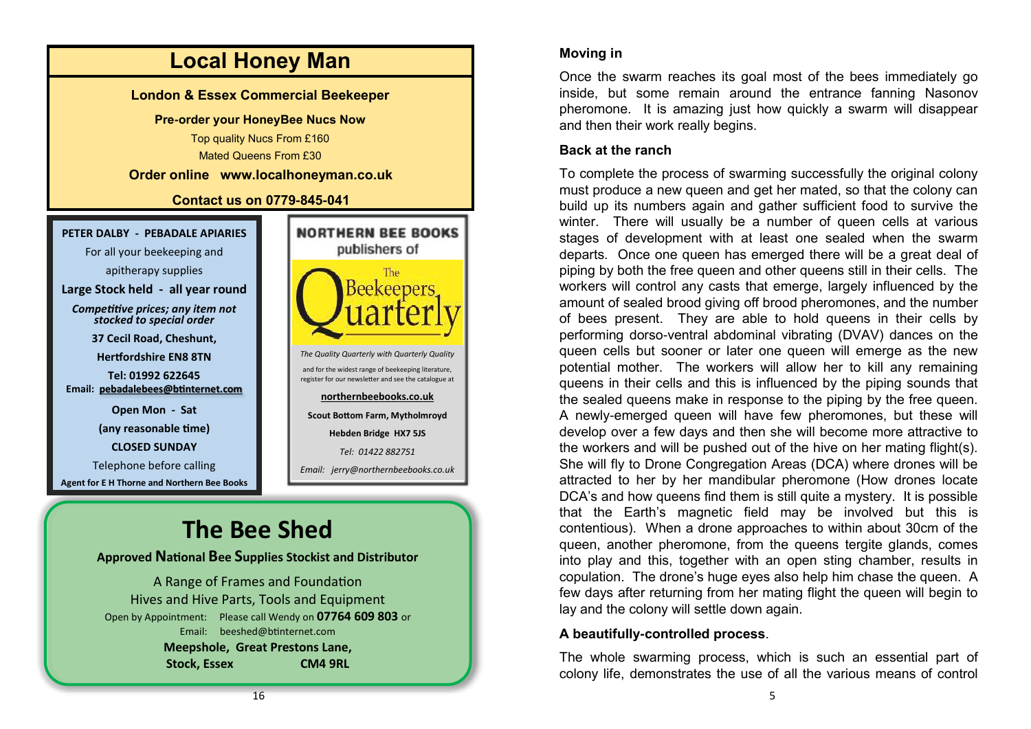# Local Honey Man

**London & Essex Commercial Beekeeper**

**Pre-order your HoneyBee Nucs Now**

Top quality Nucs From £160

Mated Queens From £30

**Order online www.localhoneyman.co.uk**

**Contact us on 0779-845-041**

---

**PETER DALBY - PEBADALE APIARIES**

For all your beekeeping and apitherapy supplies

**Large Stock held - all year round**

***Competitive prices; any item not stocked to special order***

**37 Cecil Road, Cheshunt,**

**Hertfordshire EN8 8TN**

**Tel: 01992 622645**

**Email: pebadalebees@btinternet.com**

**Open Mon - Sat**

**(any reasonable time)**

**CLOSED SUNDAY**

Telephone before calling

**Agent for E H Thorne and Northern Bee Books**

---

**NORTHERN BEE BOOKS**

publishers of

The Beekeepers Quarterly

*The Quality Quarterly with Quarterly Quality*

and for the widest range of beekeeping literature, register for our newsletter and see the catalogue at

**northernbeebooks.co.uk**

**Scout Bottom Farm, Mytholmroyd**

**Hebden Bridge HX7 5JS**

*Tel: 01422 882751*

*Email: jerry@northernbeebooks.co.uk*

---

# The Bee Shed

**Approved National Bee Supplies Stockist and Distributor**

A Range of Frames and Foundation

Hives and Hive Parts, Tools and Equipment

Open by Appointment: Please call Wendy on **07764 609 803** or

Email: beeshed@btinternet.com

**Meepshole, Great Prestons Lane,**

**Stock, Essex CM4 9RL**

---

### Moving in

Once the swarm reaches its goal most of the bees immediately go inside, but some remain around the entrance fanning Nasonov pheromone. It is amazing just how quickly a swarm will disappear and then their work really begins.

### Back at the ranch

To complete the process of swarming successfully the original colony must produce a new queen and get her mated, so that the colony can build up its numbers again and gather sufficient food to survive the winter. There will usually be a number of queen cells at various stages of development with at least one sealed when the swarm departs. Once one queen has emerged there will be a great deal of piping by both the free queen and other queens still in their cells. The workers will control any casts that emerge, largely influenced by the amount of sealed brood giving off brood pheromones, and the number of bees present. They are able to hold queens in their cells by performing dorso-ventral abdominal vibrating (DVAV) dances on the queen cells but sooner or later one queen will emerge as the new potential mother. The workers will allow her to kill any remaining queens in their cells and this is influenced by the piping sounds that the sealed queens make in response to the piping by the free queen. A newly-emerged queen will have few pheromones, but these will develop over a few days and then she will become more attractive to the workers and will be pushed out of the hive on her mating flight(s). She will fly to Drone Congregation Areas (DCA) where drones will be attracted to her by her mandibular pheromone (How drones locate DCA's and how queens find them is still quite a mystery. It is possible that the Earth's magnetic field may be involved but this is contentious). When a drone approaches to within about 30cm of the queen, another pheromone, from the queens tergite glands, comes into play and this, together with an open sting chamber, results in copulation. The drone's huge eyes also help him chase the queen. A few days after returning from her mating flight the queen will begin to lay and the colony will settle down again.

### A beautifully-controlled process.

The whole swarming process, which is such an essential part of colony life, demonstrates the use of all the various means of control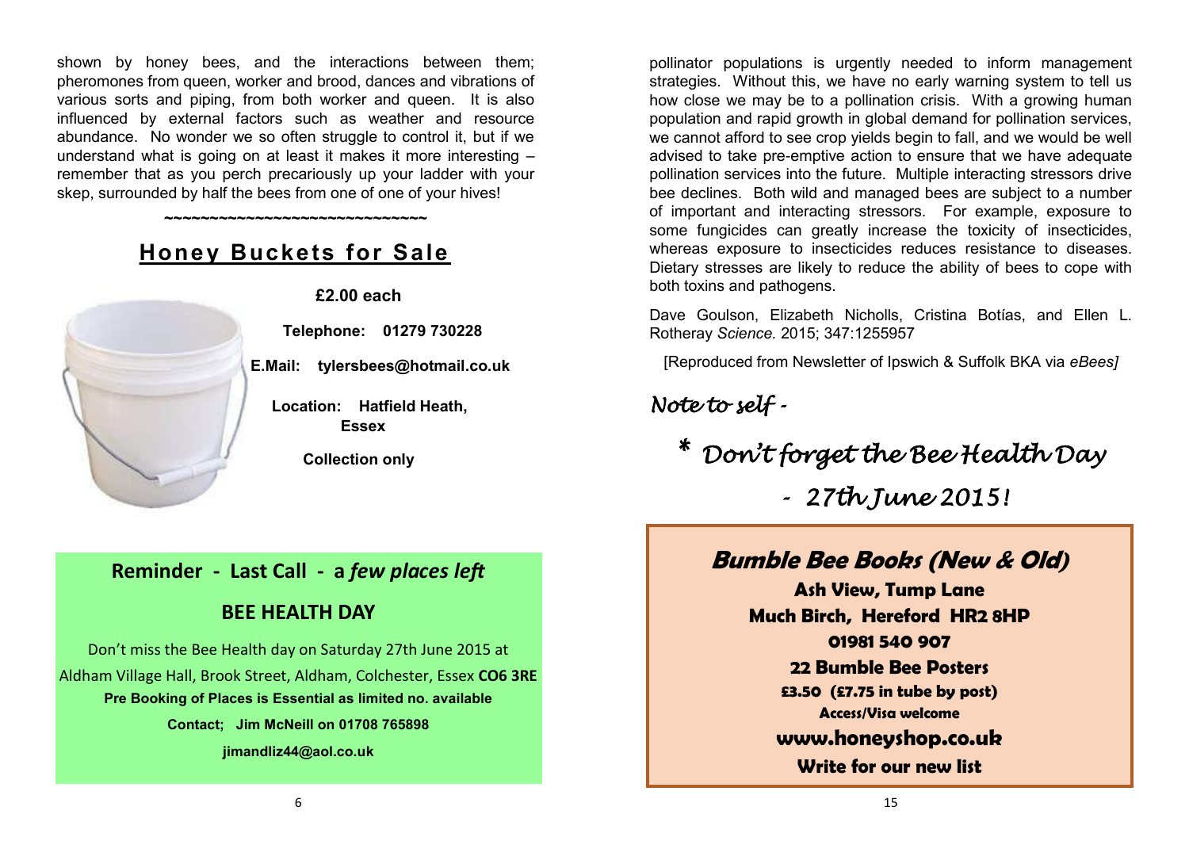shown by honey bees, and the interactions between them; pheromones from queen, worker and brood, dances and vibrations of various sorts and piping, from both worker and queen. It is also influenced by external factors such as weather and resource abundance. No wonder we so often struggle to control it, but if we understand what is going on at least it makes it more interesting – remember that as you perch precariously up your ladder with your skep, surrounded by half the bees from one of one of your hives!

~~~~~~~~~~~~~~~~~~~~~~~~~~~~~~

## Honey Buckets for Sale

**£2.00 each**

**Telephone: 01279 730228**

**E.Mail: tylersbees@hotmail.co.uk**

**Location: Hatfield Heath, Essex**

**Collection only**

## Reminder - Last Call - a *few places left*

### BEE HEALTH DAY

Don't miss the Bee Health day on Saturday 27th June 2015 at Aldham Village Hall, Brook Street, Aldham, Colchester, Essex **CO6 3RE**

**Pre Booking of Places is Essential as limited no. available**

**Contact; Jim McNeill on 01708 765898**

**jimandliz44@aol.co.uk**

pollinator populations is urgently needed to inform management strategies. Without this, we have no early warning system to tell us how close we may be to a pollination crisis. With a growing human population and rapid growth in global demand for pollination services, we cannot afford to see crop yields begin to fall, and we would be well advised to take pre-emptive action to ensure that we have adequate pollination services into the future. Multiple interacting stressors drive bee declines. Both wild and managed bees are subject to a number of important and interacting stressors. For example, exposure to some fungicides can greatly increase the toxicity of insecticides, whereas exposure to insecticides reduces resistance to diseases. Dietary stresses are likely to reduce the ability of bees to cope with both toxins and pathogens.

Dave Goulson, Elizabeth Nicholls, Cristina Botías, and Ellen L. Rotheray *Science.* 2015; 347:1255957

[Reproduced from Newsletter of Ipswich & Suffolk BKA via *eBees]*

*Note to self -*

*\* Don't forget the Bee Health Day*

*- 27th June 2015!*

## Bumble Bee Books (New & Old)

**Ash View, Tump Lane**
**Much Birch, Hereford HR2 8HP**
**01981 540 907**
**22 Bumble Bee Posters**
**£3.50 (£7.75 in tube by post)**
**Access/Visa welcome**
**www.honeyshop.co.uk**
**Write for our new list**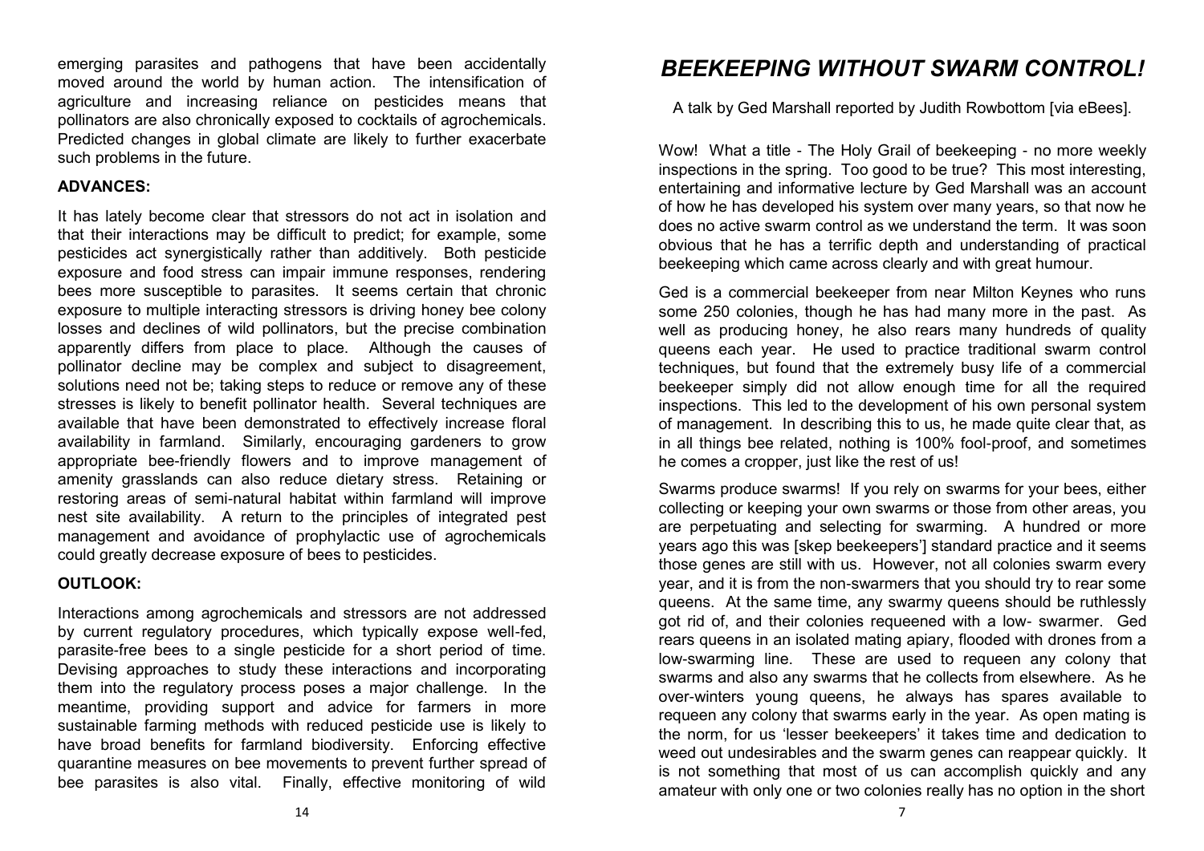emerging parasites and pathogens that have been accidentally moved around the world by human action. The intensification of agriculture and increasing reliance on pesticides means that pollinators are also chronically exposed to cocktails of agrochemicals. Predicted changes in global climate are likely to further exacerbate such problems in the future.

**ADVANCES:**

It has lately become clear that stressors do not act in isolation and that their interactions may be difficult to predict; for example, some pesticides act synergistically rather than additively. Both pesticide exposure and food stress can impair immune responses, rendering bees more susceptible to parasites. It seems certain that chronic exposure to multiple interacting stressors is driving honey bee colony losses and declines of wild pollinators, but the precise combination apparently differs from place to place. Although the causes of pollinator decline may be complex and subject to disagreement, solutions need not be; taking steps to reduce or remove any of these stresses is likely to benefit pollinator health. Several techniques are available that have been demonstrated to effectively increase floral availability in farmland. Similarly, encouraging gardeners to grow appropriate bee-friendly flowers and to improve management of amenity grasslands can also reduce dietary stress. Retaining or restoring areas of semi-natural habitat within farmland will improve nest site availability. A return to the principles of integrated pest management and avoidance of prophylactic use of agrochemicals could greatly decrease exposure of bees to pesticides.

**OUTLOOK:**

Interactions among agrochemicals and stressors are not addressed by current regulatory procedures, which typically expose well-fed, parasite-free bees to a single pesticide for a short period of time. Devising approaches to study these interactions and incorporating them into the regulatory process poses a major challenge. In the meantime, providing support and advice for farmers in more sustainable farming methods with reduced pesticide use is likely to have broad benefits for farmland biodiversity. Enforcing effective quarantine measures on bee movements to prevent further spread of bee parasites is also vital. Finally, effective monitoring of wild

# *BEEKEEPING WITHOUT SWARM CONTROL!*

A talk by Ged Marshall reported by Judith Rowbottom [via eBees].

Wow! What a title - The Holy Grail of beekeeping - no more weekly inspections in the spring. Too good to be true? This most interesting, entertaining and informative lecture by Ged Marshall was an account of how he has developed his system over many years, so that now he does no active swarm control as we understand the term. It was soon obvious that he has a terrific depth and understanding of practical beekeeping which came across clearly and with great humour.

Ged is a commercial beekeeper from near Milton Keynes who runs some 250 colonies, though he has had many more in the past. As well as producing honey, he also rears many hundreds of quality queens each year. He used to practice traditional swarm control techniques, but found that the extremely busy life of a commercial beekeeper simply did not allow enough time for all the required inspections. This led to the development of his own personal system of management. In describing this to us, he made quite clear that, as in all things bee related, nothing is 100% fool-proof, and sometimes he comes a cropper, just like the rest of us!

Swarms produce swarms! If you rely on swarms for your bees, either collecting or keeping your own swarms or those from other areas, you are perpetuating and selecting for swarming. A hundred or more years ago this was [skep beekeepers'] standard practice and it seems those genes are still with us. However, not all colonies swarm every year, and it is from the non-swarmers that you should try to rear some queens. At the same time, any swarmy queens should be ruthlessly got rid of, and their colonies requeened with a low- swarmer. Ged rears queens in an isolated mating apiary, flooded with drones from a low-swarming line. These are used to requeen any colony that swarms and also any swarms that he collects from elsewhere. As he over-winters young queens, he always has spares available to requeen any colony that swarms early in the year. As open mating is the norm, for us 'lesser beekeepers' it takes time and dedication to weed out undesirables and the swarm genes can reappear quickly. It is not something that most of us can accomplish quickly and any amateur with only one or two colonies really has no option in the short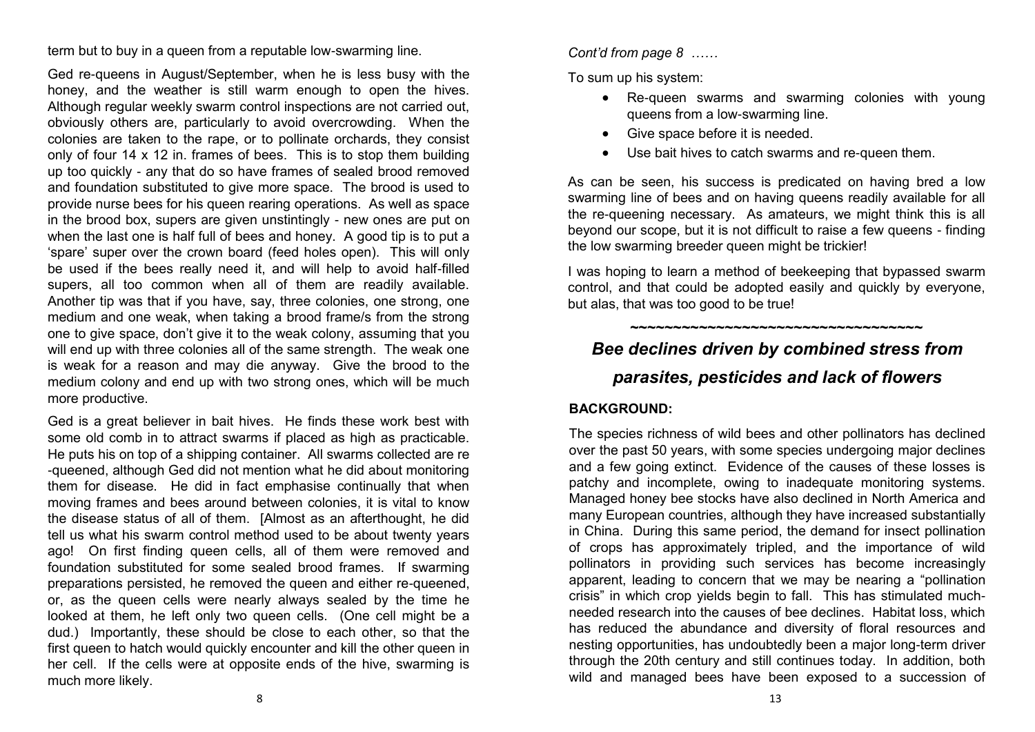term but to buy in a queen from a reputable low-swarming line.

Ged re-queens in August/September, when he is less busy with the honey, and the weather is still warm enough to open the hives. Although regular weekly swarm control inspections are not carried out, obviously others are, particularly to avoid overcrowding. When the colonies are taken to the rape, or to pollinate orchards, they consist only of four 14 x 12 in. frames of bees. This is to stop them building up too quickly - any that do so have frames of sealed brood removed and foundation substituted to give more space. The brood is used to provide nurse bees for his queen rearing operations. As well as space in the brood box, supers are given unstintingly - new ones are put on when the last one is half full of bees and honey. A good tip is to put a 'spare' super over the crown board (feed holes open). This will only be used if the bees really need it, and will help to avoid half-filled supers, all too common when all of them are readily available. Another tip was that if you have, say, three colonies, one strong, one medium and one weak, when taking a brood frame/s from the strong one to give space, don't give it to the weak colony, assuming that you will end up with three colonies all of the same strength. The weak one is weak for a reason and may die anyway. Give the brood to the medium colony and end up with two strong ones, which will be much more productive.

Ged is a great believer in bait hives. He finds these work best with some old comb in to attract swarms if placed as high as practicable. He puts his on top of a shipping container. All swarms collected are re-queened, although Ged did not mention what he did about monitoring them for disease. He did in fact emphasise continually that when moving frames and bees around between colonies, it is vital to know the disease status of all of them. [Almost as an afterthought, he did tell us what his swarm control method used to be about twenty years ago! On first finding queen cells, all of them were removed and foundation substituted for some sealed brood frames. If swarming preparations persisted, he removed the queen and either re-queened, or, as the queen cells were nearly always sealed by the time he looked at them, he left only two queen cells. (One cell might be a dud.) Importantly, these should be close to each other, so that the first queen to hatch would quickly encounter and kill the other queen in her cell. If the cells were at opposite ends of the hive, swarming is much more likely.

*Cont'd from page 8 ……*

To sum up his system:

- Re-queen swarms and swarming colonies with young queens from a low-swarming line.
- Give space before it is needed.
- Use bait hives to catch swarms and re-queen them.

As can be seen, his success is predicated on having bred a low swarming line of bees and on having queens readily available for all the re-queening necessary. As amateurs, we might think this is all beyond our scope, but it is not difficult to raise a few queens - finding the low swarming breeder queen might be trickier!

I was hoping to learn a method of beekeeping that bypassed swarm control, and that could be adopted easily and quickly by everyone, but alas, that was too good to be true!

~~~~~~~~~~~~~~~~~~~~~~~~~~~~~~~~~~~~

## *Bee declines driven by combined stress from parasites, pesticides and lack of flowers*

**BACKGROUND:**

The species richness of wild bees and other pollinators has declined over the past 50 years, with some species undergoing major declines and a few going extinct. Evidence of the causes of these losses is patchy and incomplete, owing to inadequate monitoring systems. Managed honey bee stocks have also declined in North America and many European countries, although they have increased substantially in China. During this same period, the demand for insect pollination of crops has approximately tripled, and the importance of wild pollinators in providing such services has become increasingly apparent, leading to concern that we may be nearing a "pollination crisis" in which crop yields begin to fall. This has stimulated much-needed research into the causes of bee declines. Habitat loss, which has reduced the abundance and diversity of floral resources and nesting opportunities, has undoubtedly been a major long-term driver through the 20th century and still continues today. In addition, both wild and managed bees have been exposed to a succession of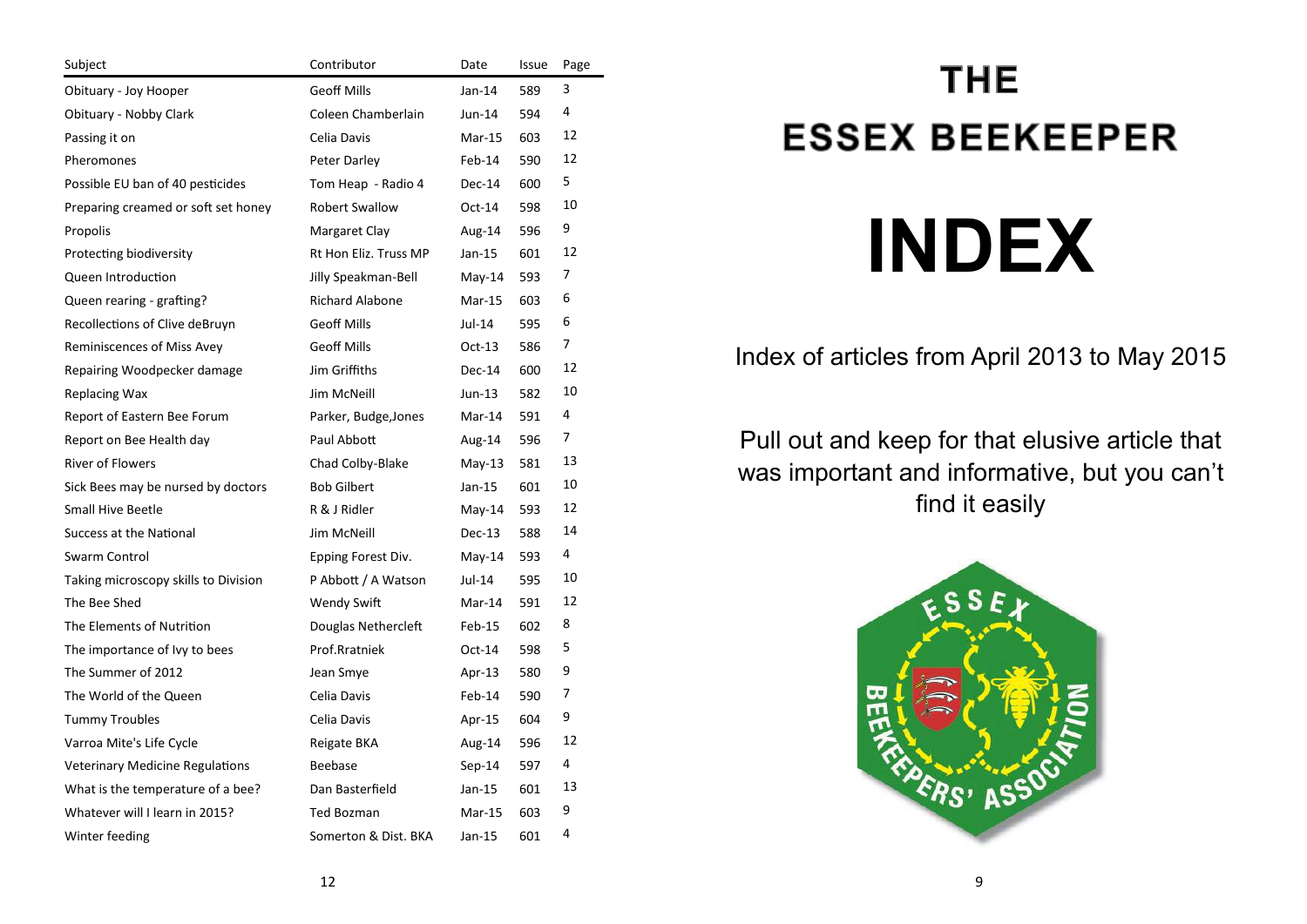| Subject | Contributor | Date | Issue | Page |
|---|---|---|---|---|
| Obituary - Joy Hooper | Geoff Mills | Jan-14 | 589 | 3 |
| Obituary - Nobby Clark | Coleen Chamberlain | Jun-14 | 594 | 4 |
| Passing it on | Celia Davis | Mar-15 | 603 | 12 |
| Pheromones | Peter Darley | Feb-14 | 590 | 12 |
| Possible EU ban of 40 pesticides | Tom Heap - Radio 4 | Dec-14 | 600 | 5 |
| Preparing creamed or soft set honey | Robert Swallow | Oct-14 | 598 | 10 |
| Propolis | Margaret Clay | Aug-14 | 596 | 9 |
| Protecting biodiversity | Rt Hon Eliz. Truss MP | Jan-15 | 601 | 12 |
| Queen Introduction | Jilly Speakman-Bell | May-14 | 593 | 7 |
| Queen rearing - grafting? | Richard Alabone | Mar-15 | 603 | 6 |
| Recollections of Clive deBruyn | Geoff Mills | Jul-14 | 595 | 6 |
| Reminiscences of Miss Avey | Geoff Mills | Oct-13 | 586 | 7 |
| Repairing Woodpecker damage | Jim Griffiths | Dec-14 | 600 | 12 |
| Replacing Wax | Jim McNeill | Jun-13 | 582 | 10 |
| Report of Eastern Bee Forum | Parker, Budge,Jones | Mar-14 | 591 | 4 |
| Report on Bee Health day | Paul Abbott | Aug-14 | 596 | 7 |
| River of Flowers | Chad Colby-Blake | May-13 | 581 | 13 |
| Sick Bees may be nursed by doctors | Bob Gilbert | Jan-15 | 601 | 10 |
| Small Hive Beetle | R & J Ridler | May-14 | 593 | 12 |
| Success at the National | Jim McNeill | Dec-13 | 588 | 14 |
| Swarm Control | Epping Forest Div. | May-14 | 593 | 4 |
| Taking microscopy skills to Division | P Abbott / A Watson | Jul-14 | 595 | 10 |
| The Bee Shed | Wendy Swift | Mar-14 | 591 | 12 |
| The Elements of Nutrition | Douglas Nethercleft | Feb-15 | 602 | 8 |
| The importance of Ivy to bees | Prof.Ratniek | Oct-14 | 598 | 5 |
| The Summer of 2012 | Jean Smye | Apr-13 | 580 | 9 |
| The World of the Queen | Celia Davis | Feb-14 | 590 | 7 |
| Tummy Troubles | Celia Davis | Apr-15 | 604 | 9 |
| Varroa Mite's Life Cycle | Reigate BKA | Aug-14 | 596 | 12 |
| Veterinary Medicine Regulations | Beebase | Sep-14 | 597 | 4 |
| What is the temperature of a bee? | Dan Basterfield | Jan-15 | 601 | 13 |
| Whatever will I learn in 2015? | Ted Bozman | Mar-15 | 603 | 9 |
| Winter feeding | Somerton & Dist. BKA | Jan-15 | 601 | 4 |

# THE ESSEX BEEKEEPER

# INDEX

Index of articles from April 2013 to May 2015

Pull out and keep for that elusive article that was important and informative, but you can't find it easily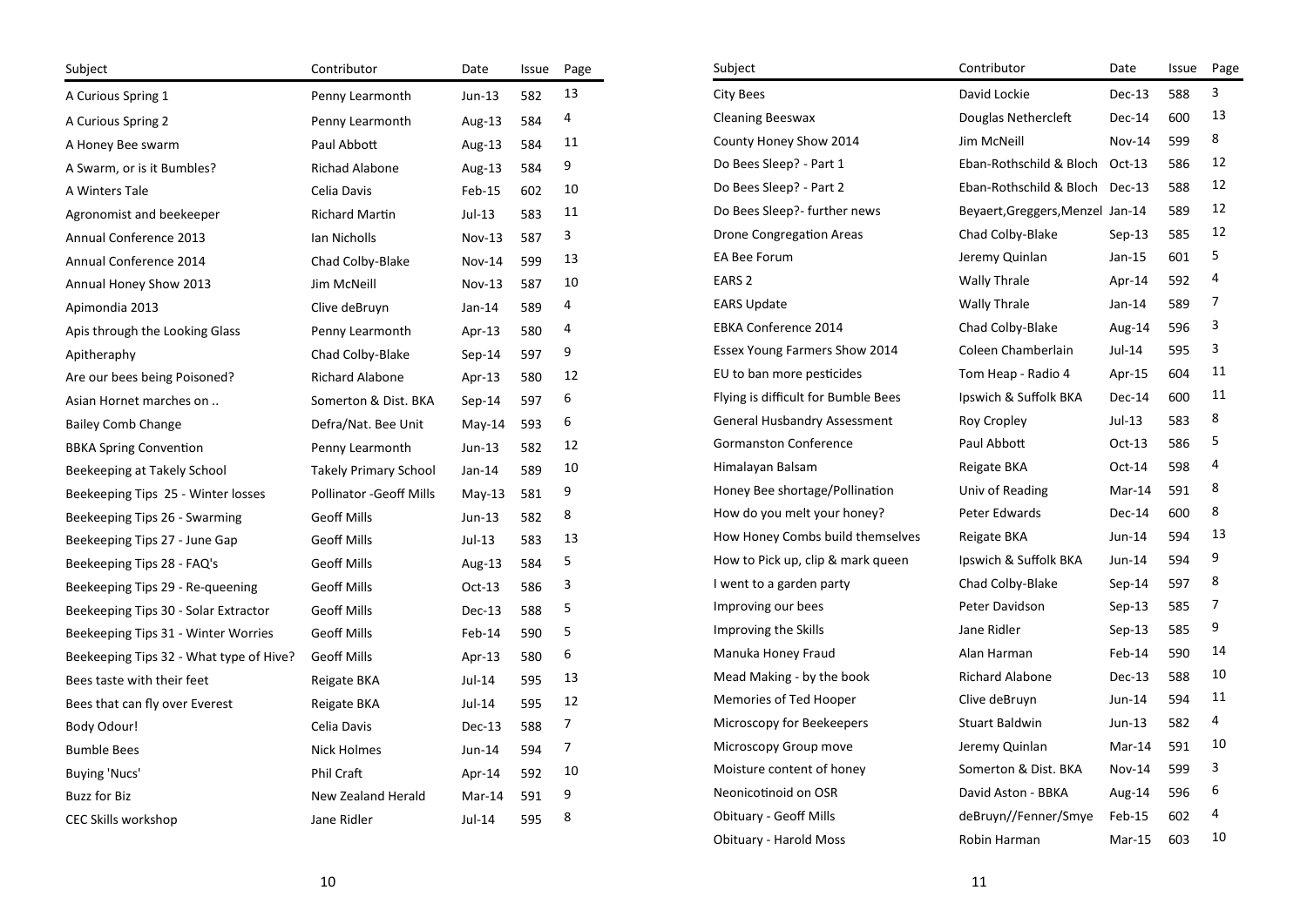| Subject | Contributor | Date | Issue | Page |
|---|---|---|---|---|
| A Curious Spring 1 | Penny Learmonth | Jun-13 | 582 | 13 |
| A Curious Spring 2 | Penny Learmonth | Aug-13 | 584 | 4 |
| A Honey Bee swarm | Paul Abbott | Aug-13 | 584 | 11 |
| A Swarm, or is it Bumbles? | Richad Alabone | Aug-13 | 584 | 9 |
| A Winters Tale | Celia Davis | Feb-15 | 602 | 10 |
| Agronomist and beekeeper | Richard Martin | Jul-13 | 583 | 11 |
| Annual Conference 2013 | Ian Nicholls | Nov-13 | 587 | 3 |
| Annual Conference 2014 | Chad Colby-Blake | Nov-14 | 599 | 13 |
| Annual Honey Show 2013 | Jim McNeill | Nov-13 | 587 | 10 |
| Apimondia 2013 | Clive deBruyn | Jan-14 | 589 | 4 |
| Apis through the Looking Glass | Penny Learmonth | Apr-13 | 580 | 4 |
| Apitheraphy | Chad Colby-Blake | Sep-14 | 597 | 9 |
| Are our bees being Poisoned? | Richard Alabone | Apr-13 | 580 | 12 |
| Asian Hornet marches on .. | Somerton & Dist. BKA | Sep-14 | 597 | 6 |
| Bailey Comb Change | Defra/Nat. Bee Unit | May-14 | 593 | 6 |
| BBKA Spring Convention | Penny Learmonth | Jun-13 | 582 | 12 |
| Beekeeping at Takely School | Takely Primary School | Jan-14 | 589 | 10 |
| Beekeeping Tips 25 - Winter losses | Pollinator -Geoff Mills | May-13 | 581 | 9 |
| Beekeeping Tips 26 - Swarming | Geoff Mills | Jun-13 | 582 | 8 |
| Beekeeping Tips 27 - June Gap | Geoff Mills | Jul-13 | 583 | 13 |
| Beekeeping Tips 28 - FAQ's | Geoff Mills | Aug-13 | 584 | 5 |
| Beekeeping Tips 29 - Re-queening | Geoff Mills | Oct-13 | 586 | 3 |
| Beekeeping Tips 30 - Solar Extractor | Geoff Mills | Dec-13 | 588 | 5 |
| Beekeeping Tips 31 - Winter Worries | Geoff Mills | Feb-14 | 590 | 5 |
| Beekeeping Tips 32 - What type of Hive? | Geoff Mills | Apr-13 | 580 | 6 |
| Bees taste with their feet | Reigate BKA | Jul-14 | 595 | 13 |
| Bees that can fly over Everest | Reigate BKA | Jul-14 | 595 | 12 |
| Body Odour! | Celia Davis | Dec-13 | 588 | 7 |
| Bumble Bees | Nick Holmes | Jun-14 | 594 | 7 |
| Buying 'Nucs' | Phil Craft | Apr-14 | 592 | 10 |
| Buzz for Biz | New Zealand Herald | Mar-14 | 591 | 9 |
| CEC Skills workshop | Jane Ridler | Jul-14 | 595 | 8 |

| Subject | Contributor | Date | Issue | Page |
|---|---|---|---|---|
| City Bees | David Lockie | Dec-13 | 588 | 3 |
| Cleaning Beeswax | Douglas Nethercleft | Dec-14 | 600 | 13 |
| County Honey Show 2014 | Jim McNeill | Nov-14 | 599 | 8 |
| Do Bees Sleep? - Part 1 | Eban-Rothschild & Bloch | Oct-13 | 586 | 12 |
| Do Bees Sleep? - Part 2 | Eban-Rothschild & Bloch | Dec-13 | 588 | 12 |
| Do Bees Sleep?- further news | Beyaert,Greggers,Menzel | Jan-14 | 589 | 12 |
| Drone Congregation Areas | Chad Colby-Blake | Sep-13 | 585 | 12 |
| EA Bee Forum | Jeremy Quinlan | Jan-15 | 601 | 5 |
| EARS 2 | Wally Thrale | Apr-14 | 592 | 4 |
| EARS Update | Wally Thrale | Jan-14 | 589 | 7 |
| EBKA Conference 2014 | Chad Colby-Blake | Aug-14 | 596 | 3 |
| Essex Young Farmers Show 2014 | Coleen Chamberlain | Jul-14 | 595 | 3 |
| EU to ban more pesticides | Tom Heap - Radio 4 | Apr-15 | 604 | 11 |
| Flying is difficult for Bumble Bees | Ipswich & Suffolk BKA | Dec-14 | 600 | 11 |
| General Husbandry Assessment | Roy Cropley | Jul-13 | 583 | 8 |
| Gormanston Conference | Paul Abbott | Oct-13 | 586 | 5 |
| Himalayan Balsam | Reigate BKA | Oct-14 | 598 | 4 |
| Honey Bee shortage/Pollination | Univ of Reading | Mar-14 | 591 | 8 |
| How do you melt your honey? | Peter Edwards | Dec-14 | 600 | 8 |
| How Honey Combs build themselves | Reigate BKA | Jun-14 | 594 | 13 |
| How to Pick up, clip & mark queen | Ipswich & Suffolk BKA | Jun-14 | 594 | 9 |
| I went to a garden party | Chad Colby-Blake | Sep-14 | 597 | 8 |
| Improving our bees | Peter Davidson | Sep-13 | 585 | 7 |
| Improving the Skills | Jane Ridler | Sep-13 | 585 | 9 |
| Manuka Honey Fraud | Alan Harman | Feb-14 | 590 | 14 |
| Mead Making - by the book | Richard Alabone | Dec-13 | 588 | 10 |
| Memories of Ted Hooper | Clive deBruyn | Jun-14 | 594 | 11 |
| Microscopy for Beekeepers | Stuart Baldwin | Jun-13 | 582 | 4 |
| Microscopy Group move | Jeremy Quinlan | Mar-14 | 591 | 10 |
| Moisture content of honey | Somerton & Dist. BKA | Nov-14 | 599 | 3 |
| Neonicotinoid on OSR | David Aston - BBKA | Aug-14 | 596 | 6 |
| Obituary - Geoff Mills | deBruyn//Fenner/Smye | Feb-15 | 602 | 4 |
| Obituary - Harold Moss | Robin Harman | Mar-15 | 603 | 10 |